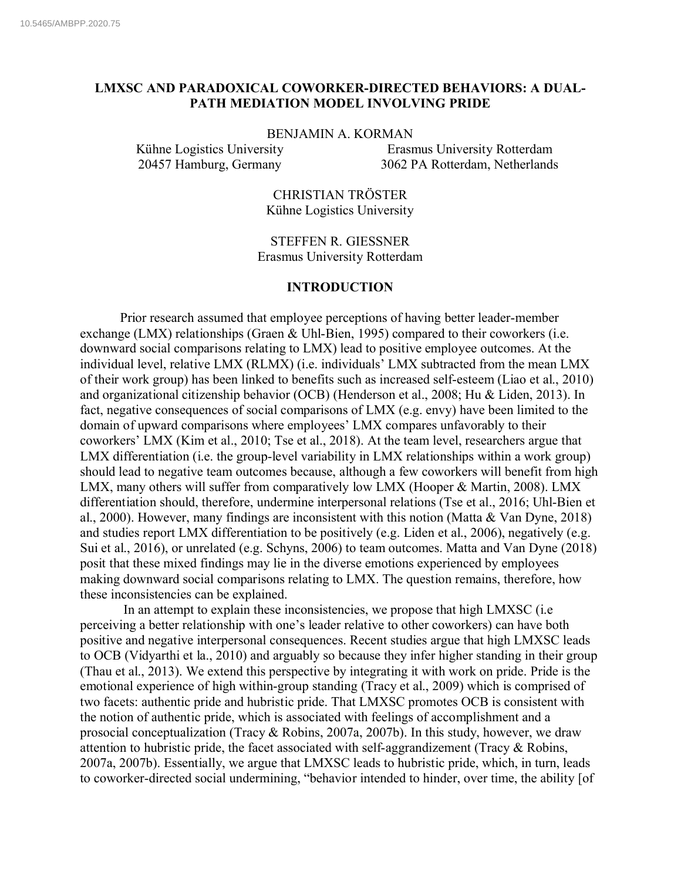# LMXSC AND PARADOXICAL COWORKER-DIRECTED BEHAVIORS: A DUAL-PATH MEDIATION MODEL INVOLVING PRIDE

BENJAMIN A. KORMAN
Kühne Logistics University
20457 Hamburg, Germany

Erasmus University Rotterdam
3062 PA Rotterdam, Netherlands

CHRISTIAN TRÖSTER
Kühne Logistics University

STEFFEN R. GIESSNER
Erasmus University Rotterdam

## INTRODUCTION

Prior research assumed that employee perceptions of having better leader-member exchange (LMX) relationships (Graen & Uhl-Bien, 1995) compared to their coworkers (i.e. downward social comparisons relating to LMX) lead to positive employee outcomes. At the individual level, relative LMX (RLMX) (i.e. individuals' LMX subtracted from the mean LMX of their work group) has been linked to benefits such as increased self-esteem (Liao et al., 2010) and organizational citizenship behavior (OCB) (Henderson et al., 2008; Hu & Liden, 2013). In fact, negative consequences of social comparisons of LMX (e.g. envy) have been limited to the domain of upward comparisons where employees' LMX compares unfavorably to their coworkers' LMX (Kim et al., 2010; Tse et al., 2018). At the team level, researchers argue that LMX differentiation (i.e. the group-level variability in LMX relationships within a work group) should lead to negative team outcomes because, although a few coworkers will benefit from high LMX, many others will suffer from comparatively low LMX (Hooper & Martin, 2008). LMX differentiation should, therefore, undermine interpersonal relations (Tse et al., 2016; Uhl-Bien et al., 2000). However, many findings are inconsistent with this notion (Matta & Van Dyne, 2018) and studies report LMX differentiation to be positively (e.g. Liden et al., 2006), negatively (e.g. Sui et al., 2016), or unrelated (e.g. Schyns, 2006) to team outcomes. Matta and Van Dyne (2018) posit that these mixed findings may lie in the diverse emotions experienced by employees making downward social comparisons relating to LMX. The question remains, therefore, how these inconsistencies can be explained.

In an attempt to explain these inconsistencies, we propose that high LMXSC (i.e perceiving a better relationship with one's leader relative to other coworkers) can have both positive and negative interpersonal consequences. Recent studies argue that high LMXSC leads to OCB (Vidyarthi et la., 2010) and arguably so because they infer higher standing in their group (Thau et al., 2013). We extend this perspective by integrating it with work on pride. Pride is the emotional experience of high within-group standing (Tracy et al., 2009) which is comprised of two facets: authentic pride and hubristic pride. That LMXSC promotes OCB is consistent with the notion of authentic pride, which is associated with feelings of accomplishment and a prosocial conceptualization (Tracy & Robins, 2007a, 2007b). In this study, however, we draw attention to hubristic pride, the facet associated with self-aggrandizement (Tracy & Robins, 2007a, 2007b). Essentially, we argue that LMXSC leads to hubristic pride, which, in turn, leads to coworker-directed social undermining, "behavior intended to hinder, over time, the ability [of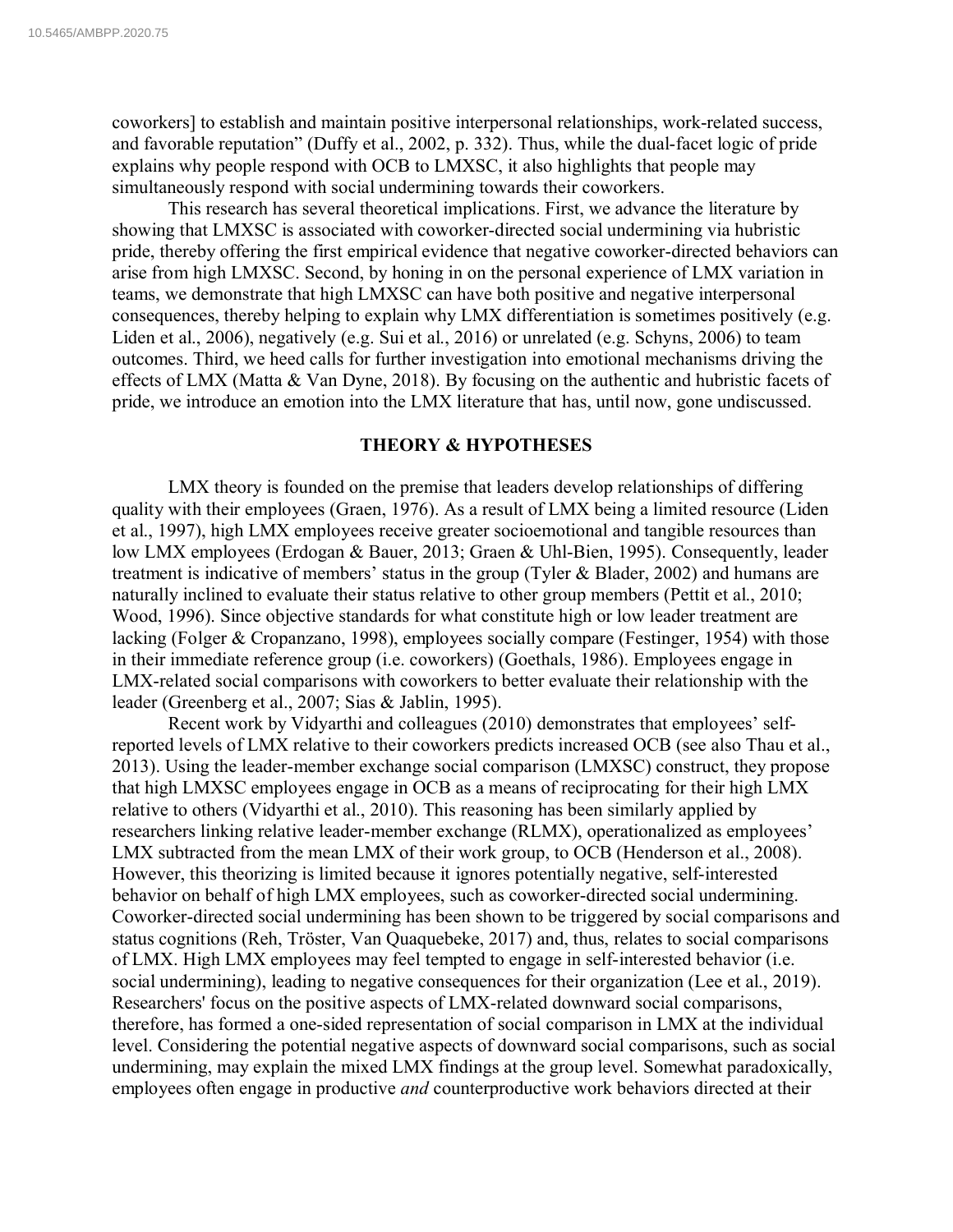coworkers] to establish and maintain positive interpersonal relationships, work-related success, and favorable reputation" (Duffy et al., 2002, p. 332). Thus, while the dual-facet logic of pride explains why people respond with OCB to LMXSC, it also highlights that people may simultaneously respond with social undermining towards their coworkers.

This research has several theoretical implications. First, we advance the literature by showing that LMXSC is associated with coworker-directed social undermining via hubristic pride, thereby offering the first empirical evidence that negative coworker-directed behaviors can arise from high LMXSC. Second, by honing in on the personal experience of LMX variation in teams, we demonstrate that high LMXSC can have both positive and negative interpersonal consequences, thereby helping to explain why LMX differentiation is sometimes positively (e.g. Liden et al., 2006), negatively (e.g. Sui et al., 2016) or unrelated (e.g. Schyns, 2006) to team outcomes. Third, we heed calls for further investigation into emotional mechanisms driving the effects of LMX (Matta & Van Dyne, 2018). By focusing on the authentic and hubristic facets of pride, we introduce an emotion into the LMX literature that has, until now, gone undiscussed.

## THEORY & HYPOTHESES

LMX theory is founded on the premise that leaders develop relationships of differing quality with their employees (Graen, 1976). As a result of LMX being a limited resource (Liden et al., 1997), high LMX employees receive greater socioemotional and tangible resources than low LMX employees (Erdogan & Bauer, 2013; Graen & Uhl-Bien, 1995). Consequently, leader treatment is indicative of members' status in the group (Tyler & Blader, 2002) and humans are naturally inclined to evaluate their status relative to other group members (Pettit et al., 2010; Wood, 1996). Since objective standards for what constitute high or low leader treatment are lacking (Folger & Cropanzano, 1998), employees socially compare (Festinger, 1954) with those in their immediate reference group (i.e. coworkers) (Goethals, 1986). Employees engage in LMX-related social comparisons with coworkers to better evaluate their relationship with the leader (Greenberg et al., 2007; Sias & Jablin, 1995).

Recent work by Vidyarthi and colleagues (2010) demonstrates that employees' self-reported levels of LMX relative to their coworkers predicts increased OCB (see also Thau et al., 2013). Using the leader-member exchange social comparison (LMXSC) construct, they propose that high LMXSC employees engage in OCB as a means of reciprocating for their high LMX relative to others (Vidyarthi et al., 2010). This reasoning has been similarly applied by researchers linking relative leader-member exchange (RLMX), operationalized as employees' LMX subtracted from the mean LMX of their work group, to OCB (Henderson et al., 2008). However, this theorizing is limited because it ignores potentially negative, self-interested behavior on behalf of high LMX employees, such as coworker-directed social undermining. Coworker-directed social undermining has been shown to be triggered by social comparisons and status cognitions (Reh, Tröster, Van Quaquebeke, 2017) and, thus, relates to social comparisons of LMX. High LMX employees may feel tempted to engage in self-interested behavior (i.e. social undermining), leading to negative consequences for their organization (Lee et al., 2019). Researchers' focus on the positive aspects of LMX-related downward social comparisons, therefore, has formed a one-sided representation of social comparison in LMX at the individual level. Considering the potential negative aspects of downward social comparisons, such as social undermining, may explain the mixed LMX findings at the group level. Somewhat paradoxically, employees often engage in productive *and* counterproductive work behaviors directed at their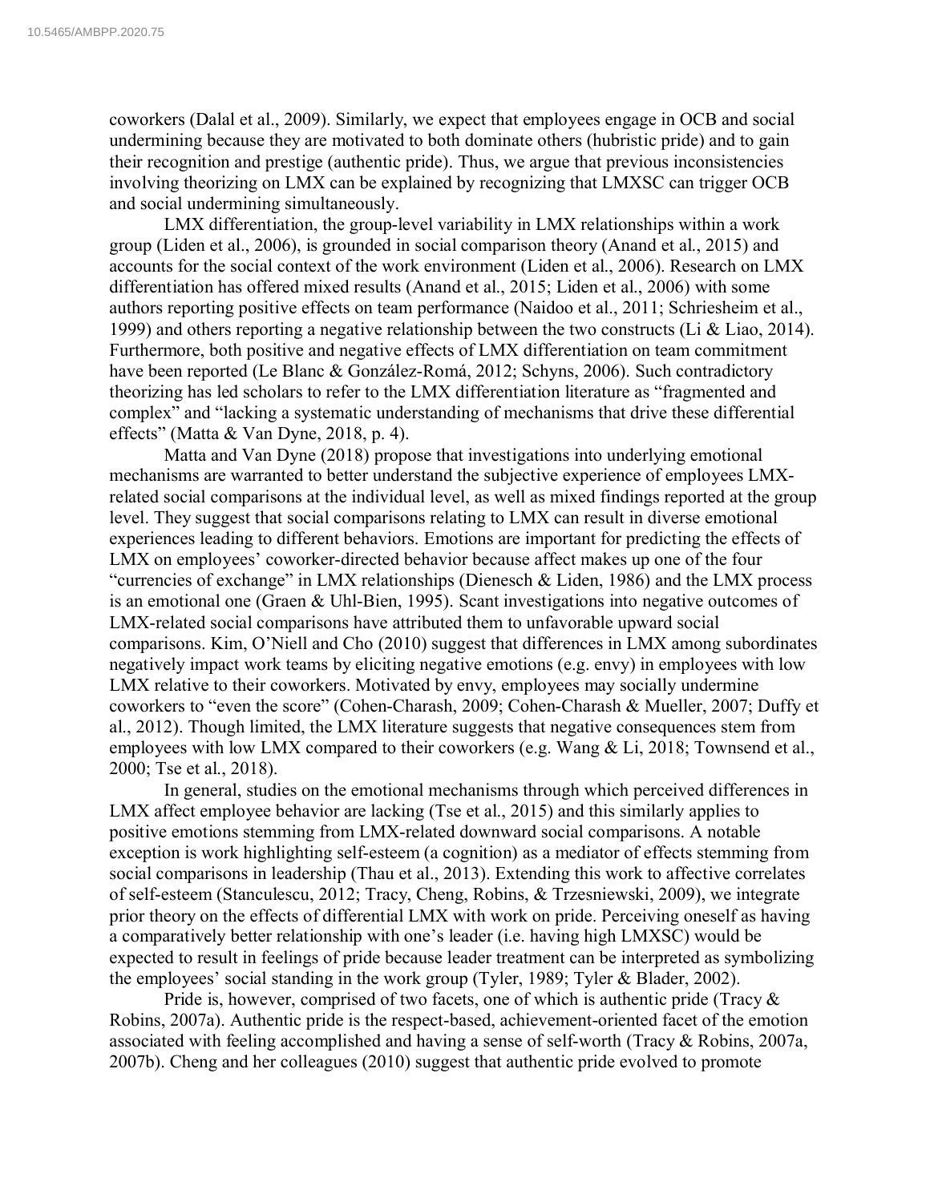coworkers (Dalal et al., 2009). Similarly, we expect that employees engage in OCB and social undermining because they are motivated to both dominate others (hubristic pride) and to gain their recognition and prestige (authentic pride). Thus, we argue that previous inconsistencies involving theorizing on LMX can be explained by recognizing that LMXSC can trigger OCB and social undermining simultaneously.

LMX differentiation, the group-level variability in LMX relationships within a work group (Liden et al., 2006), is grounded in social comparison theory (Anand et al., 2015) and accounts for the social context of the work environment (Liden et al., 2006). Research on LMX differentiation has offered mixed results (Anand et al., 2015; Liden et al., 2006) with some authors reporting positive effects on team performance (Naidoo et al., 2011; Schriesheim et al., 1999) and others reporting a negative relationship between the two constructs (Li & Liao, 2014). Furthermore, both positive and negative effects of LMX differentiation on team commitment have been reported (Le Blanc & González-Romá, 2012; Schyns, 2006). Such contradictory theorizing has led scholars to refer to the LMX differentiation literature as "fragmented and complex" and "lacking a systematic understanding of mechanisms that drive these differential effects" (Matta & Van Dyne, 2018, p. 4).

Matta and Van Dyne (2018) propose that investigations into underlying emotional mechanisms are warranted to better understand the subjective experience of employees LMX-related social comparisons at the individual level, as well as mixed findings reported at the group level. They suggest that social comparisons relating to LMX can result in diverse emotional experiences leading to different behaviors. Emotions are important for predicting the effects of LMX on employees' coworker-directed behavior because affect makes up one of the four "currencies of exchange" in LMX relationships (Dienesch & Liden, 1986) and the LMX process is an emotional one (Graen & Uhl-Bien, 1995). Scant investigations into negative outcomes of LMX-related social comparisons have attributed them to unfavorable upward social comparisons. Kim, O'Niell and Cho (2010) suggest that differences in LMX among subordinates negatively impact work teams by eliciting negative emotions (e.g. envy) in employees with low LMX relative to their coworkers. Motivated by envy, employees may socially undermine coworkers to "even the score" (Cohen-Charash, 2009; Cohen-Charash & Mueller, 2007; Duffy et al., 2012). Though limited, the LMX literature suggests that negative consequences stem from employees with low LMX compared to their coworkers (e.g. Wang & Li, 2018; Townsend et al., 2000; Tse et al., 2018).

In general, studies on the emotional mechanisms through which perceived differences in LMX affect employee behavior are lacking (Tse et al., 2015) and this similarly applies to positive emotions stemming from LMX-related downward social comparisons. A notable exception is work highlighting self-esteem (a cognition) as a mediator of effects stemming from social comparisons in leadership (Thau et al., 2013). Extending this work to affective correlates of self-esteem (Stanculescu, 2012; Tracy, Cheng, Robins, & Trzesniewski, 2009), we integrate prior theory on the effects of differential LMX with work on pride. Perceiving oneself as having a comparatively better relationship with one's leader (i.e. having high LMXSC) would be expected to result in feelings of pride because leader treatment can be interpreted as symbolizing the employees' social standing in the work group (Tyler, 1989; Tyler & Blader, 2002).

Pride is, however, comprised of two facets, one of which is authentic pride (Tracy & Robins, 2007a). Authentic pride is the respect-based, achievement-oriented facet of the emotion associated with feeling accomplished and having a sense of self-worth (Tracy & Robins, 2007a, 2007b). Cheng and her colleagues (2010) suggest that authentic pride evolved to promote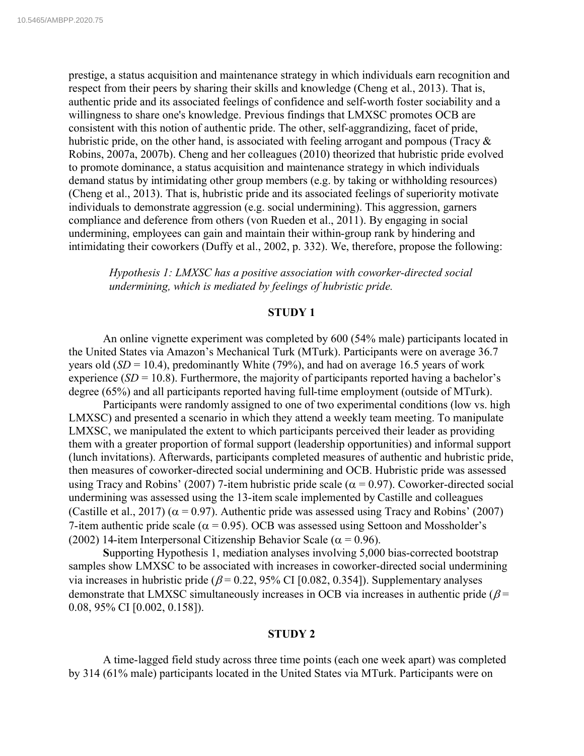prestige, a status acquisition and maintenance strategy in which individuals earn recognition and respect from their peers by sharing their skills and knowledge (Cheng et al., 2013). That is, authentic pride and its associated feelings of confidence and self-worth foster sociability and a willingness to share one's knowledge. Previous findings that LMXSC promotes OCB are consistent with this notion of authentic pride. The other, self-aggrandizing, facet of pride, hubristic pride, on the other hand, is associated with feeling arrogant and pompous (Tracy & Robins, 2007a, 2007b). Cheng and her colleagues (2010) theorized that hubristic pride evolved to promote dominance, a status acquisition and maintenance strategy in which individuals demand status by intimidating other group members (e.g. by taking or withholding resources) (Cheng et al., 2013). That is, hubristic pride and its associated feelings of superiority motivate individuals to demonstrate aggression (e.g. social undermining). This aggression, garners compliance and deference from others (von Rueden et al., 2011). By engaging in social undermining, employees can gain and maintain their within-group rank by hindering and intimidating their coworkers (Duffy et al., 2002, p. 332). We, therefore, propose the following:

> *Hypothesis 1: LMXSC has a positive association with coworker-directed social undermining, which is mediated by feelings of hubristic pride.*

## STUDY 1

An online vignette experiment was completed by 600 (54% male) participants located in the United States via Amazon's Mechanical Turk (MTurk). Participants were on average 36.7 years old (*SD* = 10.4), predominantly White (79%), and had on average 16.5 years of work experience (*SD* = 10.8). Furthermore, the majority of participants reported having a bachelor's degree (65%) and all participants reported having full-time employment (outside of MTurk).

Participants were randomly assigned to one of two experimental conditions (low vs. high LMXSC) and presented a scenario in which they attend a weekly team meeting. To manipulate LMXSC, we manipulated the extent to which participants perceived their leader as providing them with a greater proportion of formal support (leadership opportunities) and informal support (lunch invitations). Afterwards, participants completed measures of authentic and hubristic pride, then measures of coworker-directed social undermining and OCB. Hubristic pride was assessed using Tracy and Robins' (2007) 7-item hubristic pride scale ($\alpha = 0.97$). Coworker-directed social undermining was assessed using the 13-item scale implemented by Castille and colleagues (Castille et al., 2017) ($\alpha = 0.97$). Authentic pride was assessed using Tracy and Robins' (2007) 7-item authentic pride scale ($\alpha = 0.95$). OCB was assessed using Settoon and Mossholder's (2002) 14-item Interpersonal Citizenship Behavior Scale ($\alpha = 0.96$).

**S**upporting Hypothesis 1, mediation analyses involving 5,000 bias-corrected bootstrap samples show LMXSC to be associated with increases in coworker-directed social undermining via increases in hubristic pride ($\beta = 0.22$, 95% CI [0.082, 0.354]). Supplementary analyses demonstrate that LMXSC simultaneously increases in OCB via increases in authentic pride ($\beta = 0.08$, 95% CI [0.002, 0.158]).

## STUDY 2

A time-lagged field study across three time points (each one week apart) was completed by 314 (61% male) participants located in the United States via MTurk. Participants were on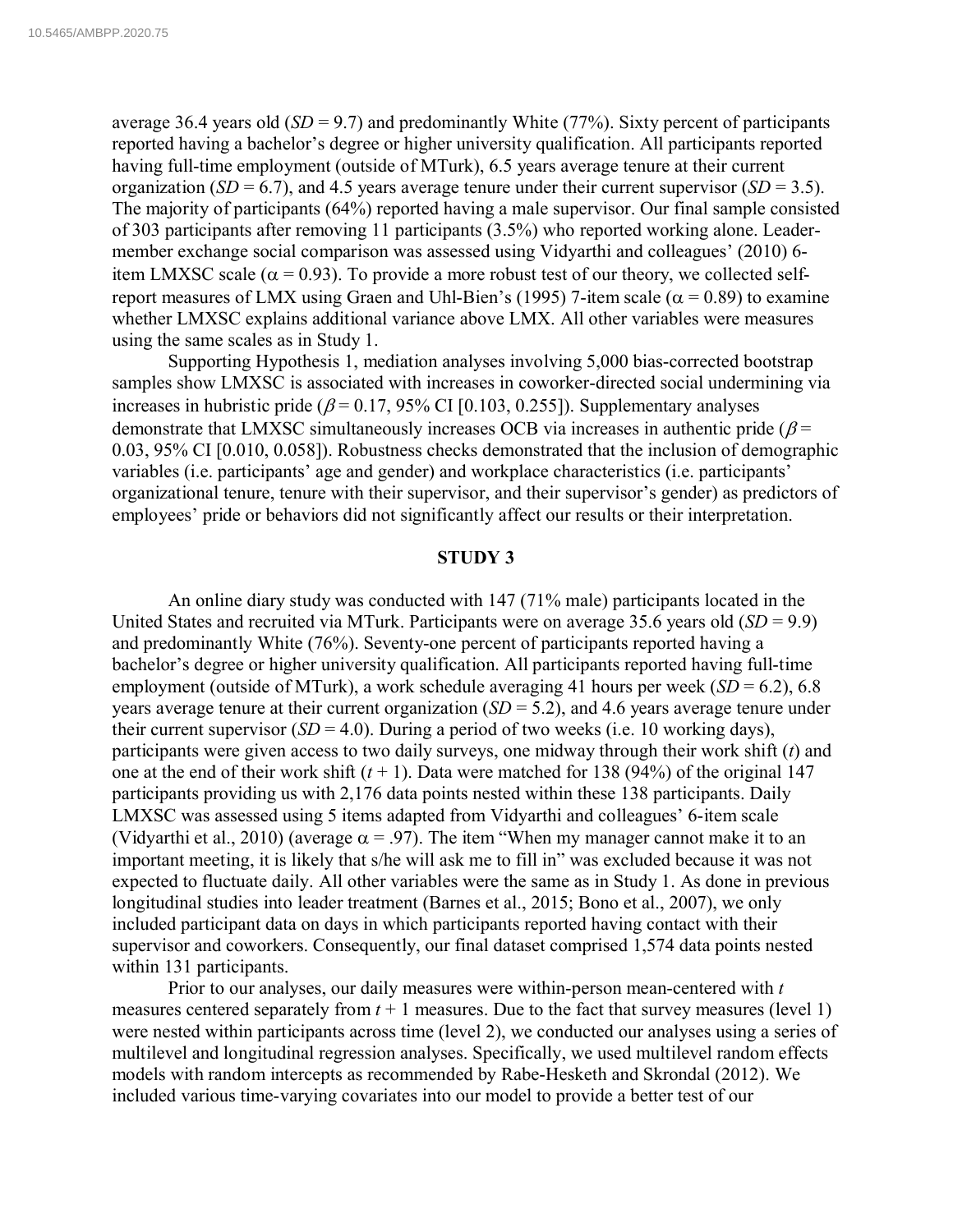average 36.4 years old (*SD* = 9.7) and predominantly White (77%). Sixty percent of participants reported having a bachelor's degree or higher university qualification. All participants reported having full-time employment (outside of MTurk), 6.5 years average tenure at their current organization (*SD* = 6.7), and 4.5 years average tenure under their current supervisor (*SD* = 3.5). The majority of participants (64%) reported having a male supervisor. Our final sample consisted of 303 participants after removing 11 participants (3.5%) who reported working alone. Leader-member exchange social comparison was assessed using Vidyarthi and colleagues' (2010) 6-item LMXSC scale ($\alpha$ = 0.93). To provide a more robust test of our theory, we collected self-report measures of LMX using Graen and Uhl-Bien's (1995) 7-item scale ($\alpha$ = 0.89) to examine whether LMXSC explains additional variance above LMX. All other variables were measures using the same scales as in Study 1.

Supporting Hypothesis 1, mediation analyses involving 5,000 bias-corrected bootstrap samples show LMXSC is associated with increases in coworker-directed social undermining via increases in hubristic pride ($\beta$ = 0.17, 95% CI [0.103, 0.255]). Supplementary analyses demonstrate that LMXSC simultaneously increases OCB via increases in authentic pride ($\beta$ = 0.03, 95% CI [0.010, 0.058]). Robustness checks demonstrated that the inclusion of demographic variables (i.e. participants' age and gender) and workplace characteristics (i.e. participants' organizational tenure, tenure with their supervisor, and their supervisor's gender) as predictors of employees' pride or behaviors did not significantly affect our results or their interpretation.

## STUDY 3

An online diary study was conducted with 147 (71% male) participants located in the United States and recruited via MTurk. Participants were on average 35.6 years old (*SD* = 9.9) and predominantly White (76%). Seventy-one percent of participants reported having a bachelor's degree or higher university qualification. All participants reported having full-time employment (outside of MTurk), a work schedule averaging 41 hours per week (*SD* = 6.2), 6.8 years average tenure at their current organization (*SD* = 5.2), and 4.6 years average tenure under their current supervisor (*SD* = 4.0). During a period of two weeks (i.e. 10 working days), participants were given access to two daily surveys, one midway through their work shift ($t$) and one at the end of their work shift ($t + 1$). Data were matched for 138 (94%) of the original 147 participants providing us with 2,176 data points nested within these 138 participants. Daily LMXSC was assessed using 5 items adapted from Vidyarthi and colleagues' 6-item scale (Vidyarthi et al., 2010) (average $\alpha$ = .97). The item "When my manager cannot make it to an important meeting, it is likely that s/he will ask me to fill in" was excluded because it was not expected to fluctuate daily. All other variables were the same as in Study 1. As done in previous longitudinal studies into leader treatment (Barnes et al., 2015; Bono et al., 2007), we only included participant data on days in which participants reported having contact with their supervisor and coworkers. Consequently, our final dataset comprised 1,574 data points nested within 131 participants.

Prior to our analyses, our daily measures were within-person mean-centered with $t$ measures centered separately from $t + 1$ measures. Due to the fact that survey measures (level 1) were nested within participants across time (level 2), we conducted our analyses using a series of multilevel and longitudinal regression analyses. Specifically, we used multilevel random effects models with random intercepts as recommended by Rabe-Hesketh and Skrondal (2012). We included various time-varying covariates into our model to provide a better test of our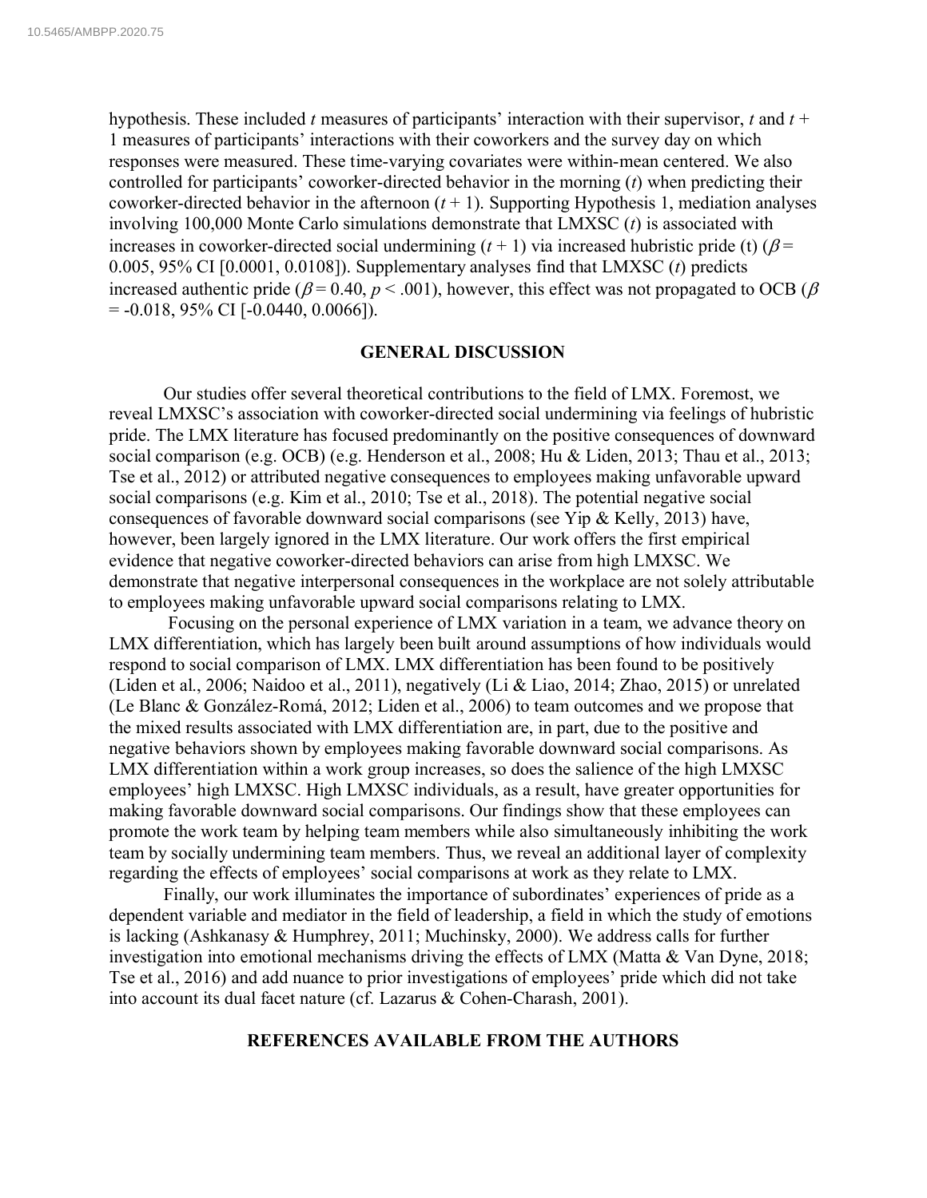hypothesis. These included $t$ measures of participants' interaction with their supervisor, $t$ and $t + 1$ measures of participants' interactions with their coworkers and the survey day on which responses were measured. These time-varying covariates were within-mean centered. We also controlled for participants' coworker-directed behavior in the morning ($t$) when predicting their coworker-directed behavior in the afternoon ($t + 1$). Supporting Hypothesis 1, mediation analyses involving 100,000 Monte Carlo simulations demonstrate that LMXSC ($t$) is associated with increases in coworker-directed social undermining ($t + 1$) via increased hubristic pride (t) ($\beta = 0.005$, 95% CI [0.0001, 0.0108]). Supplementary analyses find that LMXSC ($t$) predicts increased authentic pride ($\beta = 0.40$, $p < .001$), however, this effect was not propagated to OCB ($\beta = -0.018$, 95% CI [-0.0440, 0.0066]).

## GENERAL DISCUSSION

Our studies offer several theoretical contributions to the field of LMX. Foremost, we reveal LMXSC's association with coworker-directed social undermining via feelings of hubristic pride. The LMX literature has focused predominantly on the positive consequences of downward social comparison (e.g. OCB) (e.g. Henderson et al., 2008; Hu & Liden, 2013; Thau et al., 2013; Tse et al., 2012) or attributed negative consequences to employees making unfavorable upward social comparisons (e.g. Kim et al., 2010; Tse et al., 2018). The potential negative social consequences of favorable downward social comparisons (see Yip & Kelly, 2013) have, however, been largely ignored in the LMX literature. Our work offers the first empirical evidence that negative coworker-directed behaviors can arise from high LMXSC. We demonstrate that negative interpersonal consequences in the workplace are not solely attributable to employees making unfavorable upward social comparisons relating to LMX.

Focusing on the personal experience of LMX variation in a team, we advance theory on LMX differentiation, which has largely been built around assumptions of how individuals would respond to social comparison of LMX. LMX differentiation has been found to be positively (Liden et al., 2006; Naidoo et al., 2011), negatively (Li & Liao, 2014; Zhao, 2015) or unrelated (Le Blanc & González-Romá, 2012; Liden et al., 2006) to team outcomes and we propose that the mixed results associated with LMX differentiation are, in part, due to the positive and negative behaviors shown by employees making favorable downward social comparisons. As LMX differentiation within a work group increases, so does the salience of the high LMXSC employees' high LMXSC. High LMXSC individuals, as a result, have greater opportunities for making favorable downward social comparisons. Our findings show that these employees can promote the work team by helping team members while also simultaneously inhibiting the work team by socially undermining team members. Thus, we reveal an additional layer of complexity regarding the effects of employees' social comparisons at work as they relate to LMX.

Finally, our work illuminates the importance of subordinates' experiences of pride as a dependent variable and mediator in the field of leadership, a field in which the study of emotions is lacking (Ashkanasy & Humphrey, 2011; Muchinsky, 2000). We address calls for further investigation into emotional mechanisms driving the effects of LMX (Matta & Van Dyne, 2018; Tse et al., 2016) and add nuance to prior investigations of employees' pride which did not take into account its dual facet nature (cf. Lazarus & Cohen-Charash, 2001).

## REFERENCES AVAILABLE FROM THE AUTHORS